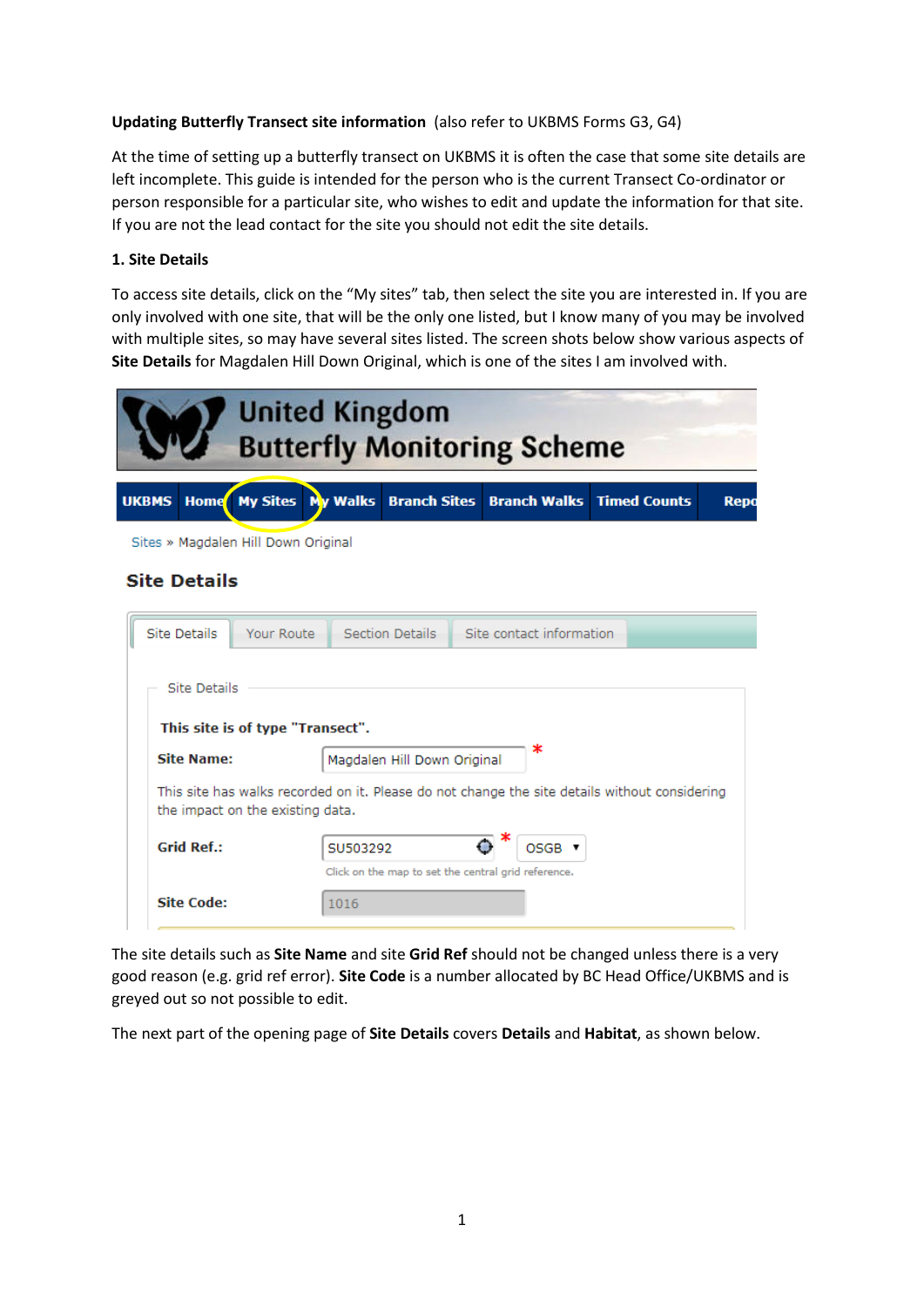**Updating Butterfly Transect site information** (also refer to UKBMS Forms G3, G4)

At the time of setting up a butterfly transect on UKBMS it is often the case that some site details are left incomplete. This guide is intended for the person who is the current Transect Co-ordinator or person responsible for a particular site, who wishes to edit and update the information for that site. If you are not the lead contact for the site you should not edit the site details.

**1. Site Details**

To access site details, click on the "My sites" tab, then select the site you are interested in. If you are only involved with one site, that will be the only one listed, but I know many of you may be involved with multiple sites, so may have several sites listed. The screen shots below show various aspects of **Site Details** for Magdalen Hill Down Original, which is one of the sites I am involved with.

United Kingdom Butterfly Monitoring Scheme

UKBMS | Home | My Sites | My Walks | Branch Sites | Branch Walks | Timed Counts | Repo

Sites » Magdalen Hill Down Original

**Site Details**

Site Details | Your Route | Section Details | Site contact information

Site Details

**This site is of type "Transect".**

**Site Name:** Magdalen Hill Down Original *

This site has walks recorded on it. Please do not change the site details without considering the impact on the existing data.

**Grid Ref.:** SU503292 * OSGB

Click on the map to set the central grid reference.

**Site Code:** 1016

The site details such as **Site Name** and site **Grid Ref** should not be changed unless there is a very good reason (e.g. grid ref error). **Site Code** is a number allocated by BC Head Office/UKBMS and is greyed out so not possible to edit.

The next part of the opening page of **Site Details** covers **Details** and **Habitat**, as shown below.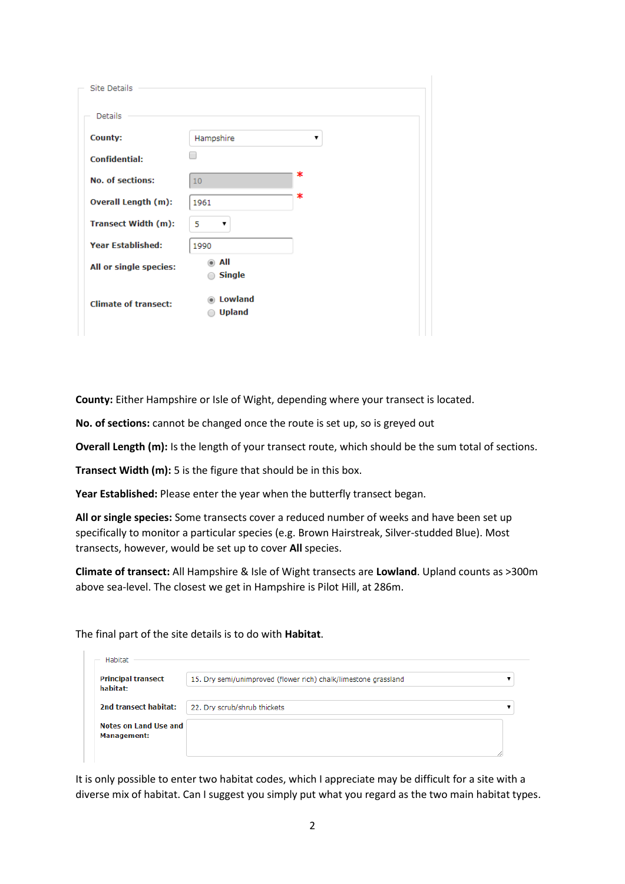Site Details

Details

| Field | Value |
|---|---|
| **County:** | Hampshire |
| **Confidential:** | ☐ |
| **No. of sections:** | 10 * |
| **Overall Length (m):** | 1961 * |
| **Transect Width (m):** | 5 |
| **Year Established:** | 1990 |
| **All or single species:** | (●) All ( ) Single |
| **Climate of transect:** | (●) Lowland ( ) Upland |

**County:** Either Hampshire or Isle of Wight, depending where your transect is located.

**No. of sections:** cannot be changed once the route is set up, so is greyed out

**Overall Length (m):** Is the length of your transect route, which should be the sum total of sections.

**Transect Width (m):** 5 is the figure that should be in this box.

**Year Established:** Please enter the year when the butterfly transect began.

**All or single species:** Some transects cover a reduced number of weeks and have been set up specifically to monitor a particular species (e.g. Brown Hairstreak, Silver-studded Blue). Most transects, however, would be set up to cover **All** species.

**Climate of transect:** All Hampshire & Isle of Wight transects are **Lowland**. Upland counts as >300m above sea-level. The closest we get in Hampshire is Pilot Hill, at 286m.

The final part of the site details is to do with **Habitat**.

Habitat

| Field | Value |
|---|---|
| **Principal transect habitat:** | 15. Dry semi/unimproved (flower rich) chalk/limestone grassland |
| **2nd transect habitat:** | 22. Dry scrub/shrub thickets |
| **Notes on Land Use and Management:** | |

It is only possible to enter two habitat codes, which I appreciate may be difficult for a site with a diverse mix of habitat. Can I suggest you simply put what you regard as the two main habitat types.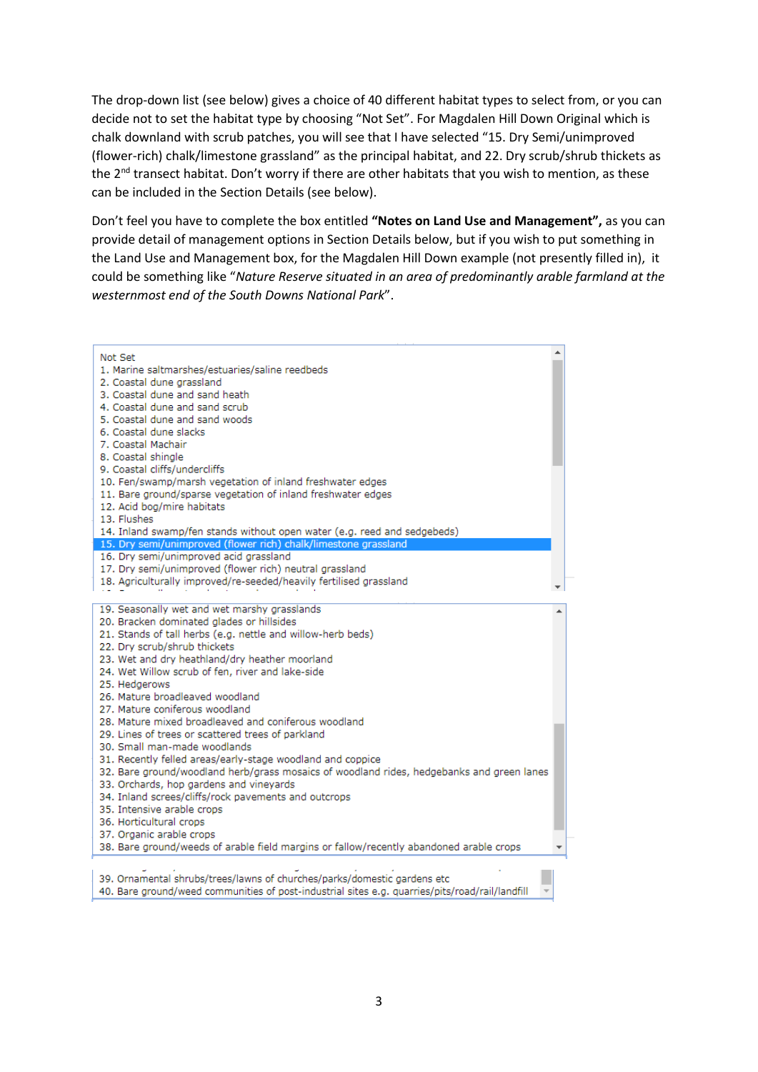The drop-down list (see below) gives a choice of 40 different habitat types to select from, or you can decide not to set the habitat type by choosing "Not Set". For Magdalen Hill Down Original which is chalk downland with scrub patches, you will see that I have selected "15. Dry Semi/unimproved (flower-rich) chalk/limestone grassland" as the principal habitat, and 22. Dry scrub/shrub thickets as the 2nd transect habitat. Don't worry if there are other habitats that you wish to mention, as these can be included in the Section Details (see below).

Don't feel you have to complete the box entitled **"Notes on Land Use and Management",** as you can provide detail of management options in Section Details below, but if you wish to put something in the Land Use and Management box, for the Magdalen Hill Down example (not presently filled in), it could be something like "*Nature Reserve situated in an area of predominantly arable farmland at the westernmost end of the South Downs National Park*".

Not Set
1. Marine saltmarshes/estuaries/saline reedbeds
2. Coastal dune grassland
3. Coastal dune and sand heath
4. Coastal dune and sand scrub
5. Coastal dune and sand woods
6. Coastal dune slacks
7. Coastal Machair
8. Coastal shingle
9. Coastal cliffs/undercliffs
10. Fen/swamp/marsh vegetation of inland freshwater edges
11. Bare ground/sparse vegetation of inland freshwater edges
12. Acid bog/mire habitats
13. Flushes
14. Inland swamp/fen stands without open water (e.g. reed and sedgebeds)
15. Dry semi/unimproved (flower rich) chalk/limestone grassland
16. Dry semi/unimproved acid grassland
17. Dry semi/unimproved (flower rich) neutral grassland
18. Agriculturally improved/re-seeded/heavily fertilised grassland
19. Seasonally wet and wet marshy grasslands
20. Bracken dominated glades or hillsides
21. Stands of tall herbs (e.g. nettle and willow-herb beds)
22. Dry scrub/shrub thickets
23. Wet and dry heathland/dry heather moorland
24. Wet Willow scrub of fen, river and lake-side
25. Hedgerows
26. Mature broadleaved woodland
27. Mature coniferous woodland
28. Mature mixed broadleaved and coniferous woodland
29. Lines of trees or scattered trees of parkland
30. Small man-made woodlands
31. Recently felled areas/early-stage woodland and coppice
32. Bare ground/woodland herb/grass mosaics of woodland rides, hedgebanks and green lanes
33. Orchards, hop gardens and vineyards
34. Inland screes/cliffs/rock pavements and outcrops
35. Intensive arable crops
36. Horticultural crops
37. Organic arable crops
38. Bare ground/weeds of arable field margins or fallow/recently abandoned arable crops
39. Ornamental shrubs/trees/lawns of churches/parks/domestic gardens etc
40. Bare ground/weed communities of post-industrial sites e.g. quarries/pits/road/rail/landfill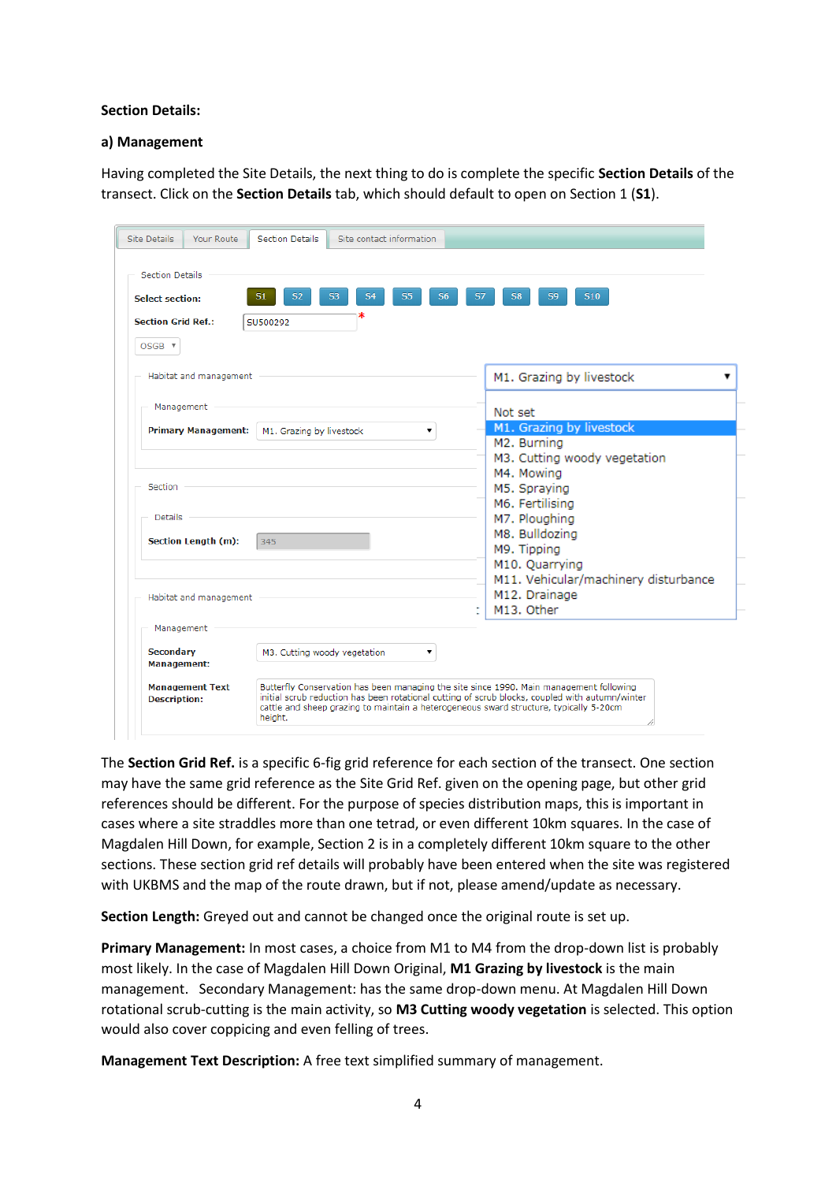**Section Details:**

**a) Management**

Having completed the Site Details, the next thing to do is complete the specific **Section Details** of the transect. Click on the **Section Details** tab, which should default to open on Section 1 (**S1**).

The **Section Grid Ref.** is a specific 6-fig grid reference for each section of the transect. One section may have the same grid reference as the Site Grid Ref. given on the opening page, but other grid references should be different. For the purpose of species distribution maps, this is important in cases where a site straddles more than one tetrad, or even different 10km squares. In the case of Magdalen Hill Down, for example, Section 2 is in a completely different 10km square to the other sections. These section grid ref details will probably have been entered when the site was registered with UKBMS and the map of the route drawn, but if not, please amend/update as necessary.

**Section Length:** Greyed out and cannot be changed once the original route is set up.

**Primary Management:** In most cases, a choice from M1 to M4 from the drop-down list is probably most likely. In the case of Magdalen Hill Down Original, **M1 Grazing by livestock** is the main management. Secondary Management: has the same drop-down menu. At Magdalen Hill Down rotational scrub-cutting is the main activity, so **M3 Cutting woody vegetation** is selected. This option would also cover coppicing and even felling of trees.

**Management Text Description:** A free text simplified summary of management.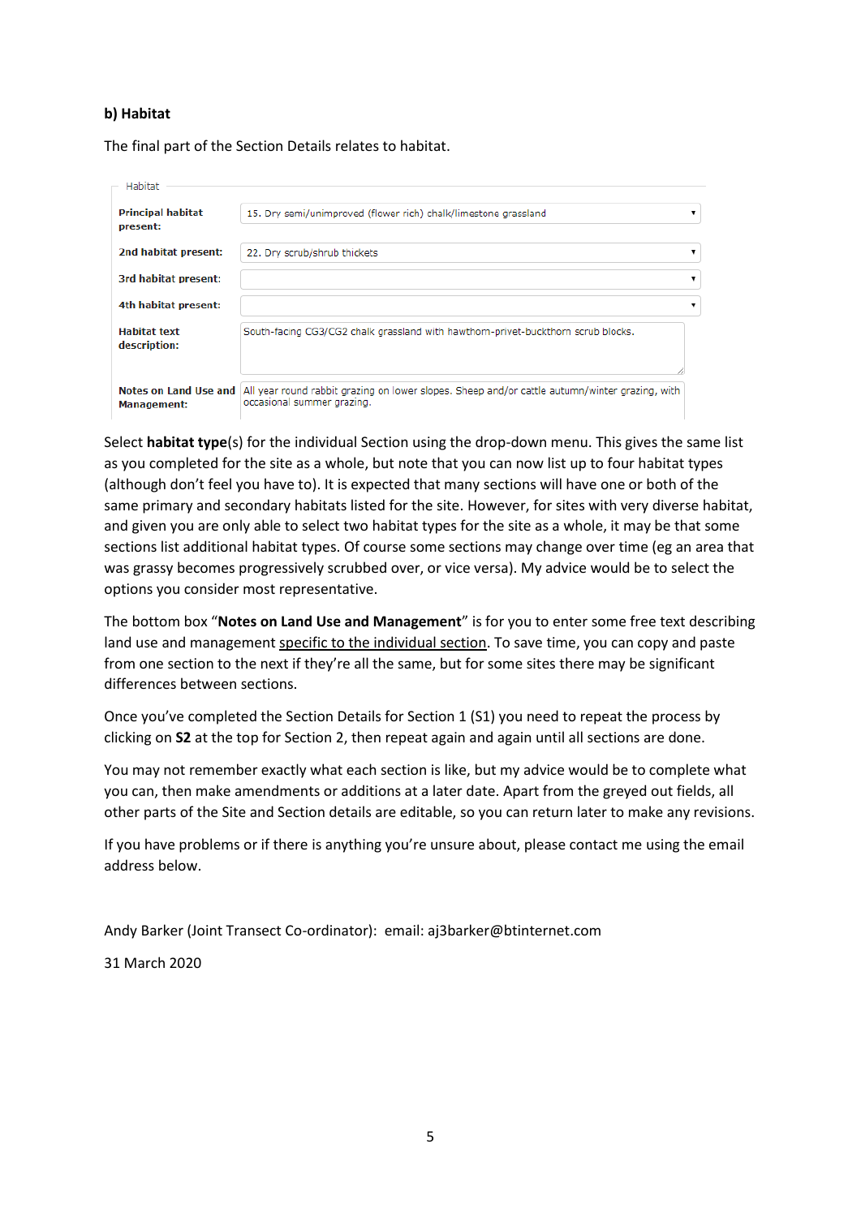**b) Habitat**

The final part of the Section Details relates to habitat.

Habitat

| | |
|---|---|
| **Principal habitat present:** | 15. Dry semi/unimproved (flower rich) chalk/limestone grassland |
| **2nd habitat present:** | 22. Dry scrub/shrub thickets |
| **3rd habitat present:** | |
| **4th habitat present:** | |
| **Habitat text description:** | South-facing CG3/CG2 chalk grassland with hawthorn-privet-buckthorn scrub blocks. |
| **Notes on Land Use and Management:** | All year round rabbit grazing on lower slopes. Sheep and/or cattle autumn/winter grazing, with occasional summer grazing. |

Select **habitat type**(s) for the individual Section using the drop-down menu. This gives the same list as you completed for the site as a whole, but note that you can now list up to four habitat types (although don't feel you have to). It is expected that many sections will have one or both of the same primary and secondary habitats listed for the site. However, for sites with very diverse habitat, and given you are only able to select two habitat types for the site as a whole, it may be that some sections list additional habitat types. Of course some sections may change over time (eg an area that was grassy becomes progressively scrubbed over, or vice versa). My advice would be to select the options you consider most representative.

The bottom box "**Notes on Land Use and Management**" is for you to enter some free text describing land use and management specific to the individual section. To save time, you can copy and paste from one section to the next if they're all the same, but for some sites there may be significant differences between sections.

Once you've completed the Section Details for Section 1 (S1) you need to repeat the process by clicking on **S2** at the top for Section 2, then repeat again and again until all sections are done.

You may not remember exactly what each section is like, but my advice would be to complete what you can, then make amendments or additions at a later date. Apart from the greyed out fields, all other parts of the Site and Section details are editable, so you can return later to make any revisions.

If you have problems or if there is anything you're unsure about, please contact me using the email address below.

Andy Barker (Joint Transect Co-ordinator): email: aj3barker@btinternet.com

31 March 2020